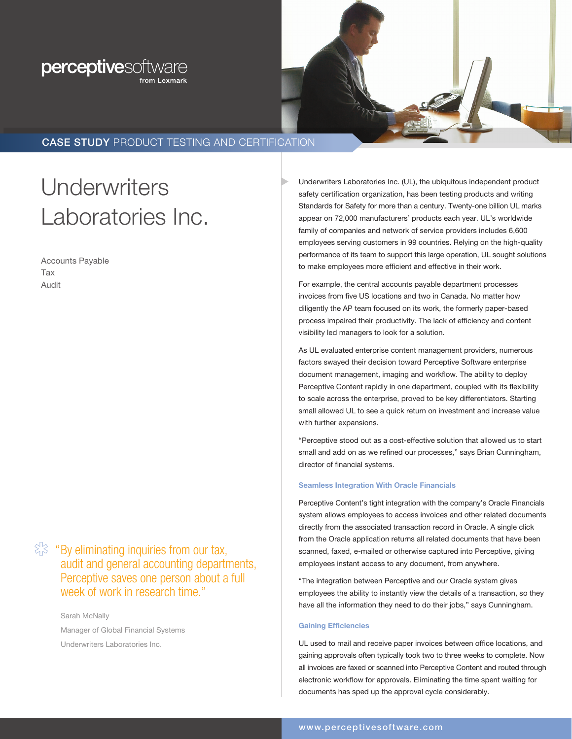perceptivesoftware
from Lexmark

**CASE STUDY** PRODUCT TESTING AND CERTIFICATION

# Underwriters Laboratories Inc.

Accounts Payable
Tax
Audit

> "By eliminating inquiries from our tax, audit and general accounting departments, Perceptive saves one person about a full week of work in research time."
>
> Sarah McNally
> Manager of Global Financial Systems
> Underwriters Laboratories Inc.

Underwriters Laboratories Inc. (UL), the ubiquitous independent product safety certification organization, has been testing products and writing Standards for Safety for more than a century. Twenty-one billion UL marks appear on 72,000 manufacturers' products each year. UL's worldwide family of companies and network of service providers includes 6,600 employees serving customers in 99 countries. Relying on the high-quality performance of its team to support this large operation, UL sought solutions to make employees more efficient and effective in their work.

For example, the central accounts payable department processes invoices from five US locations and two in Canada. No matter how diligently the AP team focused on its work, the formerly paper-based process impaired their productivity. The lack of efficiency and content visibility led managers to look for a solution.

As UL evaluated enterprise content management providers, numerous factors swayed their decision toward Perceptive Software enterprise document management, imaging and workflow. The ability to deploy Perceptive Content rapidly in one department, coupled with its flexibility to scale across the enterprise, proved to be key differentiators. Starting small allowed UL to see a quick return on investment and increase value with further expansions.

"Perceptive stood out as a cost-effective solution that allowed us to start small and add on as we refined our processes," says Brian Cunningham, director of financial systems.

### Seamless Integration With Oracle Financials

Perceptive Content's tight integration with the company's Oracle Financials system allows employees to access invoices and other related documents directly from the associated transaction record in Oracle. A single click from the Oracle application returns all related documents that have been scanned, faxed, e-mailed or otherwise captured into Perceptive, giving employees instant access to any document, from anywhere.

"The integration between Perceptive and our Oracle system gives employees the ability to instantly view the details of a transaction, so they have all the information they need to do their jobs," says Cunningham.

### Gaining Efficiencies

UL used to mail and receive paper invoices between office locations, and gaining approvals often typically took two to three weeks to complete. Now all invoices are faxed or scanned into Perceptive Content and routed through electronic workflow for approvals. Eliminating the time spent waiting for documents has sped up the approval cycle considerably.

www.perceptivesoftware.com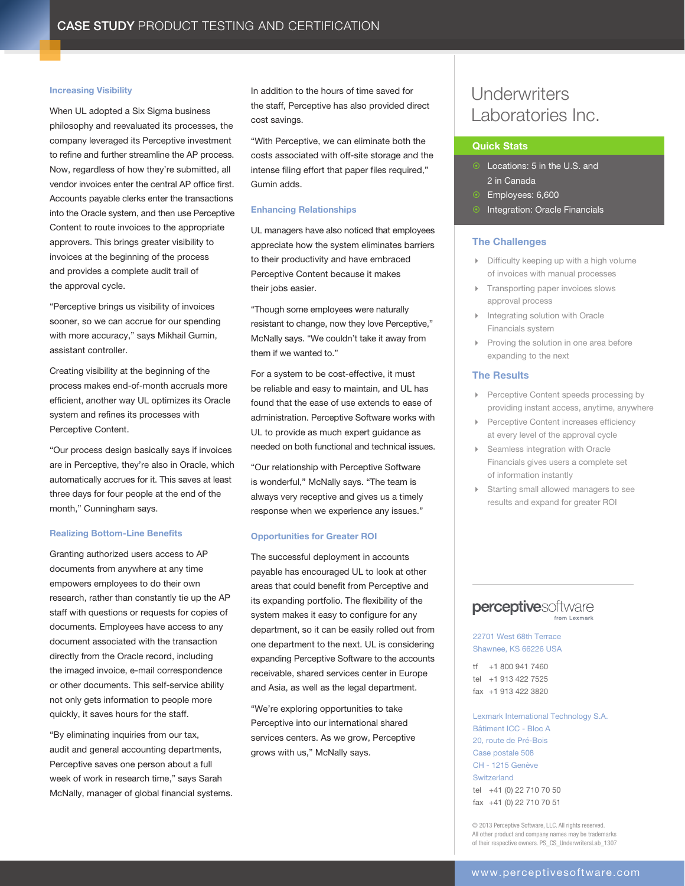## Increasing Visibility

When UL adopted a Six Sigma business philosophy and reevaluated its processes, the company leveraged its Perceptive investment to refine and further streamline the AP process. Now, regardless of how they're submitted, all vendor invoices enter the central AP office first. Accounts payable clerks enter the transactions into the Oracle system, and then use Perceptive Content to route invoices to the appropriate approvers. This brings greater visibility to invoices at the beginning of the process and provides a complete audit trail of the approval cycle.

"Perceptive brings us visibility of invoices sooner, so we can accrue for our spending with more accuracy," says Mikhail Gumin, assistant controller.

Creating visibility at the beginning of the process makes end-of-month accruals more efficient, another way UL optimizes its Oracle system and refines its processes with Perceptive Content.

"Our process design basically says if invoices are in Perceptive, they're also in Oracle, which automatically accrues for it. This saves at least three days for four people at the end of the month," Cunningham says.

## Realizing Bottom-Line Benefits

Granting authorized users access to AP documents from anywhere at any time empowers employees to do their own research, rather than constantly tie up the AP staff with questions or requests for copies of documents. Employees have access to any document associated with the transaction directly from the Oracle record, including the imaged invoice, e-mail correspondence or other documents. This self-service ability not only gets information to people more quickly, it saves hours for the staff.

"By eliminating inquiries from our tax, audit and general accounting departments, Perceptive saves one person about a full week of work in research time," says Sarah McNally, manager of global financial systems.

In addition to the hours of time saved for the staff, Perceptive has also provided direct cost savings.

"With Perceptive, we can eliminate both the costs associated with off-site storage and the intense filing effort that paper files required," Gumin adds.

## Enhancing Relationships

UL managers have also noticed that employees appreciate how the system eliminates barriers to their productivity and have embraced Perceptive Content because it makes their jobs easier.

"Though some employees were naturally resistant to change, now they love Perceptive," McNally says. "We couldn't take it away from them if we wanted to."

For a system to be cost-effective, it must be reliable and easy to maintain, and UL has found that the ease of use extends to ease of administration. Perceptive Software works with UL to provide as much expert guidance as needed on both functional and technical issues.

"Our relationship with Perceptive Software is wonderful," McNally says. "The team is always very receptive and gives us a timely response when we experience any issues."

## Opportunities for Greater ROI

The successful deployment in accounts payable has encouraged UL to look at other areas that could benefit from Perceptive and its expanding portfolio. The flexibility of the system makes it easy to configure for any department, so it can be easily rolled out from one department to the next. UL is considering expanding Perceptive Software to the accounts receivable, shared services center in Europe and Asia, as well as the legal department.

"We're exploring opportunities to take Perceptive into our international shared services centers. As we grow, Perceptive grows with us," McNally says.

# Underwriters Laboratories Inc.

## Quick Stats

- Locations: 5 in the U.S. and 2 in Canada
- Employees: 6,600
- Integration: Oracle Financials

## The Challenges

- Difficulty keeping up with a high volume of invoices with manual processes
- Transporting paper invoices slows approval process
- Integrating solution with Oracle Financials system
- Proving the solution in one area before expanding to the next

## The Results

- Perceptive Content speeds processing by providing instant access, anytime, anywhere
- Perceptive Content increases efficiency at every level of the approval cycle
- Seamless integration with Oracle Financials gives users a complete set of information instantly
- Starting small allowed managers to see results and expand for greater ROI

perceptivesoftware from Lexmark

22701 West 68th Terrace
Shawnee, KS 66226 USA

tf +1 800 941 7460
tel +1 913 422 7525
fax +1 913 422 3820

Lexmark International Technology S.A.
Bâtiment ICC - Bloc A
20, route de Pré-Bois
Case postale 508
CH - 1215 Genève
Switzerland
tel +41 (0) 22 710 70 50
fax +41 (0) 22 710 70 51

© 2013 Perceptive Software, LLC. All rights reserved.
All other product and company names may be trademarks of their respective owners. PS_CS_UnderwritersLab_1307

www.perceptivesoftware.com